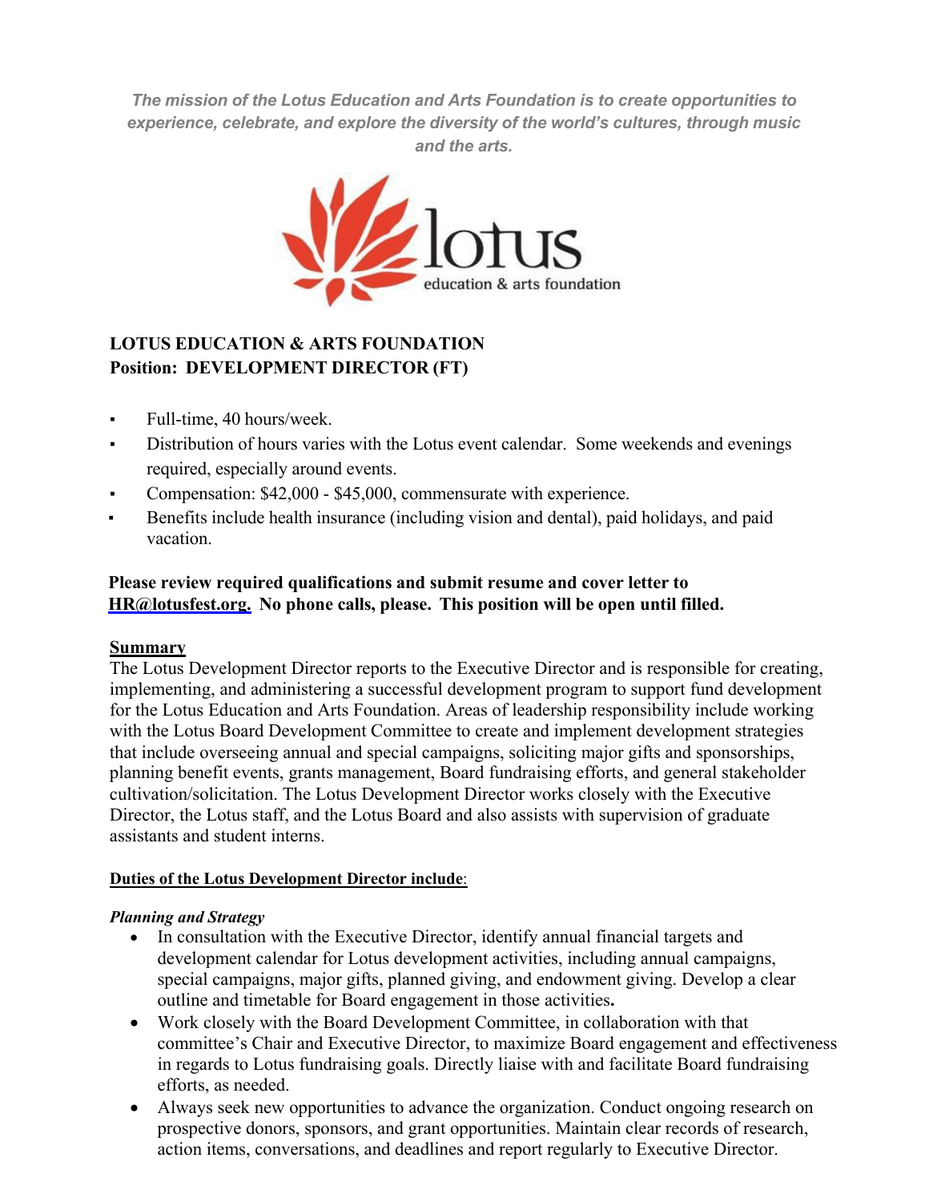*The mission of the Lotus Education and Arts Foundation is to create opportunities to experience, celebrate, and explore the diversity of the world's cultures, through music and the arts.*

lotus
education & arts foundation

**LOTUS EDUCATION & ARTS FOUNDATION**
**Position: DEVELOPMENT DIRECTOR (FT)**

- Full-time, 40 hours/week.
- Distribution of hours varies with the Lotus event calendar. Some weekends and evenings required, especially around events.
- Compensation: $42,000 - $45,000, commensurate with experience.
- Benefits include health insurance (including vision and dental), paid holidays, and paid vacation.

**Please review required qualifications and submit resume and cover letter to [HR@lotusfest.org](mailto:HR@lotusfest.org). No phone calls, please. This position will be open until filled.**

## Summary

The Lotus Development Director reports to the Executive Director and is responsible for creating, implementing, and administering a successful development program to support fund development for the Lotus Education and Arts Foundation. Areas of leadership responsibility include working with the Lotus Board Development Committee to create and implement development strategies that include overseeing annual and special campaigns, soliciting major gifts and sponsorships, planning benefit events, grants management, Board fundraising efforts, and general stakeholder cultivation/solicitation. The Lotus Development Director works closely with the Executive Director, the Lotus staff, and the Lotus Board and also assists with supervision of graduate assistants and student interns.

### Duties of the Lotus Development Director include:

***Planning and Strategy***

- In consultation with the Executive Director, identify annual financial targets and development calendar for Lotus development activities, including annual campaigns, special campaigns, major gifts, planned giving, and endowment giving. Develop a clear outline and timetable for Board engagement in those activities**.**
- Work closely with the Board Development Committee, in collaboration with that committee's Chair and Executive Director, to maximize Board engagement and effectiveness in regards to Lotus fundraising goals. Directly liaise with and facilitate Board fundraising efforts, as needed.
- Always seek new opportunities to advance the organization. Conduct ongoing research on prospective donors, sponsors, and grant opportunities. Maintain clear records of research, action items, conversations, and deadlines and report regularly to Executive Director.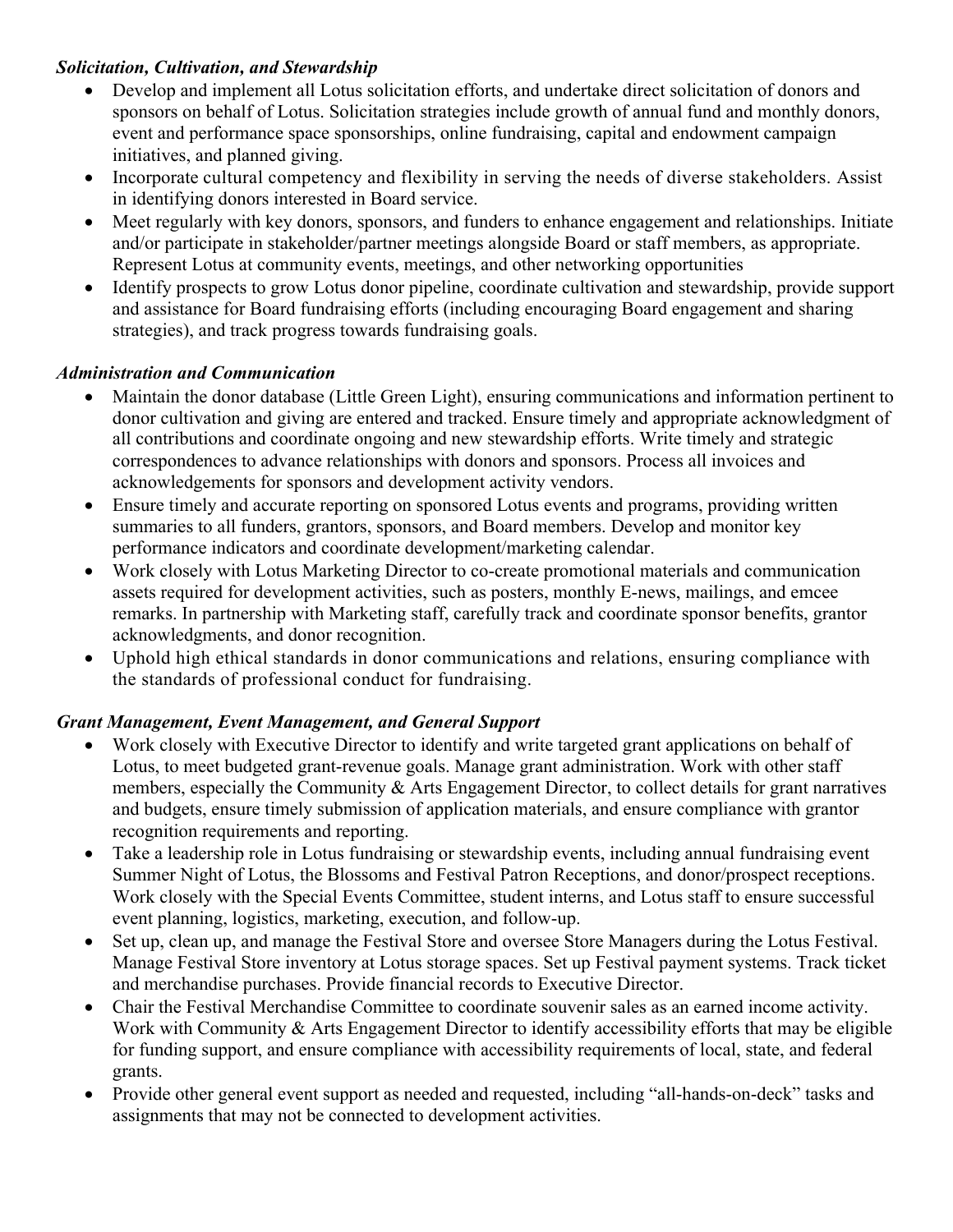***Solicitation, Cultivation, and Stewardship***

- Develop and implement all Lotus solicitation efforts, and undertake direct solicitation of donors and sponsors on behalf of Lotus. Solicitation strategies include growth of annual fund and monthly donors, event and performance space sponsorships, online fundraising, capital and endowment campaign initiatives, and planned giving.
- Incorporate cultural competency and flexibility in serving the needs of diverse stakeholders. Assist in identifying donors interested in Board service.
- Meet regularly with key donors, sponsors, and funders to enhance engagement and relationships. Initiate and/or participate in stakeholder/partner meetings alongside Board or staff members, as appropriate. Represent Lotus at community events, meetings, and other networking opportunities
- Identify prospects to grow Lotus donor pipeline, coordinate cultivation and stewardship, provide support and assistance for Board fundraising efforts (including encouraging Board engagement and sharing strategies), and track progress towards fundraising goals.

***Administration and Communication***

- Maintain the donor database (Little Green Light), ensuring communications and information pertinent to donor cultivation and giving are entered and tracked. Ensure timely and appropriate acknowledgment of all contributions and coordinate ongoing and new stewardship efforts. Write timely and strategic correspondences to advance relationships with donors and sponsors. Process all invoices and acknowledgements for sponsors and development activity vendors.
- Ensure timely and accurate reporting on sponsored Lotus events and programs, providing written summaries to all funders, grantors, sponsors, and Board members. Develop and monitor key performance indicators and coordinate development/marketing calendar.
- Work closely with Lotus Marketing Director to co-create promotional materials and communication assets required for development activities, such as posters, monthly E-news, mailings, and emcee remarks. In partnership with Marketing staff, carefully track and coordinate sponsor benefits, grantor acknowledgments, and donor recognition.
- Uphold high ethical standards in donor communications and relations, ensuring compliance with the standards of professional conduct for fundraising.

***Grant Management, Event Management, and General Support***

- Work closely with Executive Director to identify and write targeted grant applications on behalf of Lotus, to meet budgeted grant-revenue goals. Manage grant administration. Work with other staff members, especially the Community & Arts Engagement Director, to collect details for grant narratives and budgets, ensure timely submission of application materials, and ensure compliance with grantor recognition requirements and reporting.
- Take a leadership role in Lotus fundraising or stewardship events, including annual fundraising event Summer Night of Lotus, the Blossoms and Festival Patron Receptions, and donor/prospect receptions. Work closely with the Special Events Committee, student interns, and Lotus staff to ensure successful event planning, logistics, marketing, execution, and follow-up.
- Set up, clean up, and manage the Festival Store and oversee Store Managers during the Lotus Festival. Manage Festival Store inventory at Lotus storage spaces. Set up Festival payment systems. Track ticket and merchandise purchases. Provide financial records to Executive Director.
- Chair the Festival Merchandise Committee to coordinate souvenir sales as an earned income activity. Work with Community & Arts Engagement Director to identify accessibility efforts that may be eligible for funding support, and ensure compliance with accessibility requirements of local, state, and federal grants.
- Provide other general event support as needed and requested, including "all-hands-on-deck" tasks and assignments that may not be connected to development activities.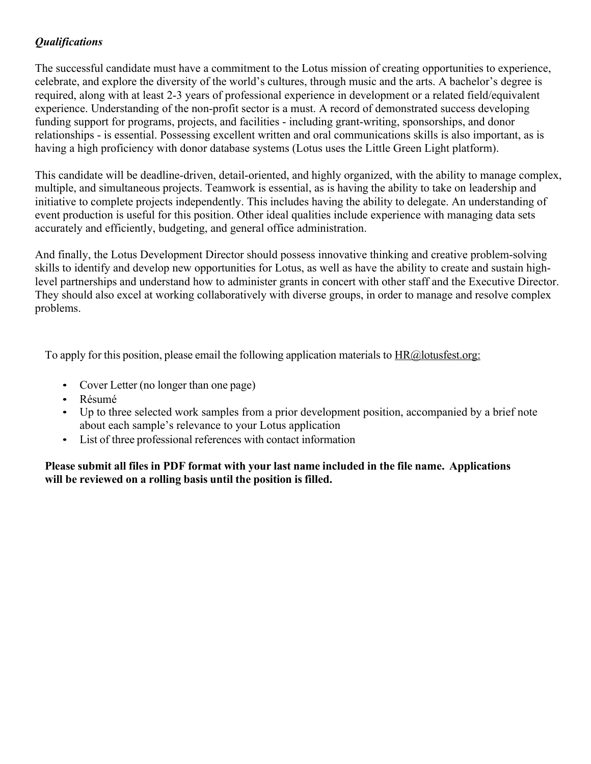*Qualifications*

The successful candidate must have a commitment to the Lotus mission of creating opportunities to experience, celebrate, and explore the diversity of the world's cultures, through music and the arts. A bachelor's degree is required, along with at least 2-3 years of professional experience in development or a related field/equivalent experience. Understanding of the non-profit sector is a must. A record of demonstrated success developing funding support for programs, projects, and facilities - including grant-writing, sponsorships, and donor relationships - is essential. Possessing excellent written and oral communications skills is also important, as is having a high proficiency with donor database systems (Lotus uses the Little Green Light platform).

This candidate will be deadline-driven, detail-oriented, and highly organized, with the ability to manage complex, multiple, and simultaneous projects. Teamwork is essential, as is having the ability to take on leadership and initiative to complete projects independently. This includes having the ability to delegate. An understanding of event production is useful for this position. Other ideal qualities include experience with managing data sets accurately and efficiently, budgeting, and general office administration.

And finally, the Lotus Development Director should possess innovative thinking and creative problem-solving skills to identify and develop new opportunities for Lotus, as well as have the ability to create and sustain high-level partnerships and understand how to administer grants in concert with other staff and the Executive Director. They should also excel at working collaboratively with diverse groups, in order to manage and resolve complex problems.

To apply for this position, please email the following application materials to HR@lotusfest.org:

- Cover Letter (no longer than one page)
- Résumé
- Up to three selected work samples from a prior development position, accompanied by a brief note about each sample's relevance to your Lotus application
- List of three professional references with contact information

**Please submit all files in PDF format with your last name included in the file name. Applications will be reviewed on a rolling basis until the position is filled.**